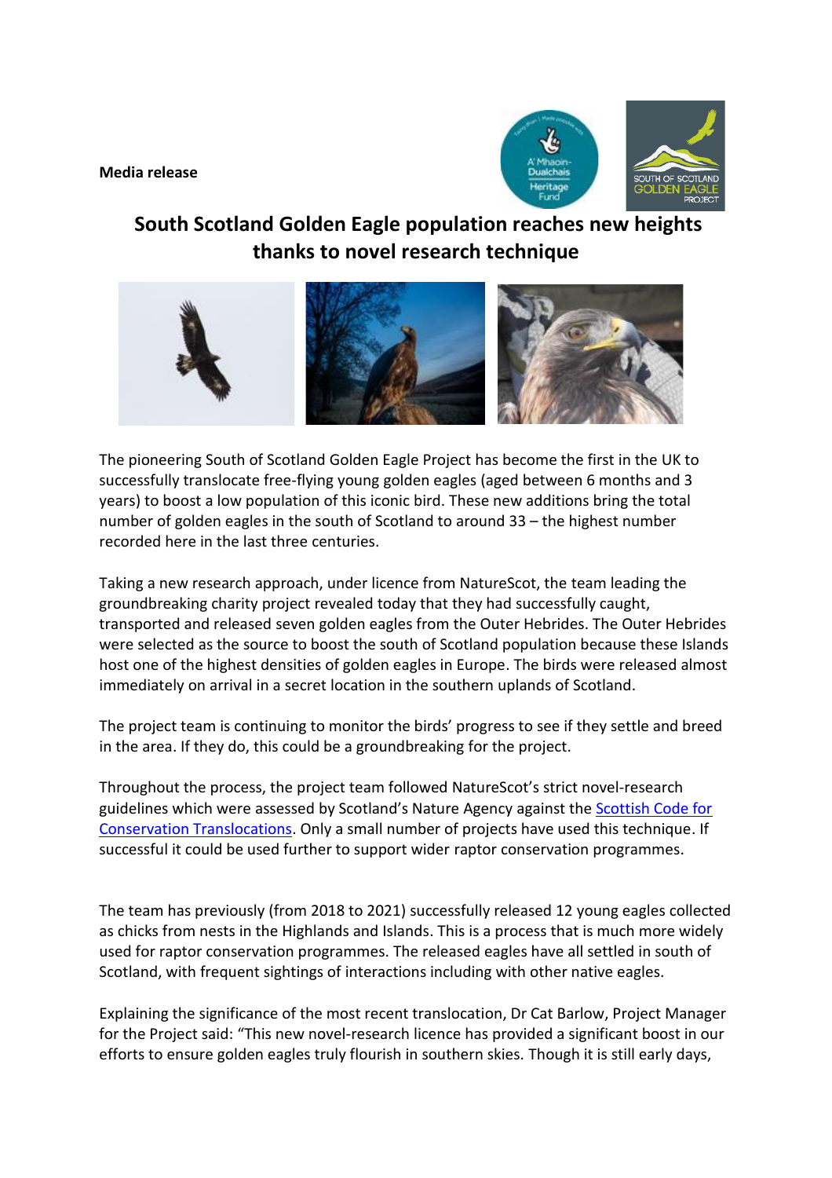**Media release**

# South Scotland Golden Eagle population reaches new heights thanks to novel research technique

The pioneering South of Scotland Golden Eagle Project has become the first in the UK to successfully translocate free-flying young golden eagles (aged between 6 months and 3 years) to boost a low population of this iconic bird. These new additions bring the total number of golden eagles in the south of Scotland to around 33 – the highest number recorded here in the last three centuries.

Taking a new research approach, under licence from NatureScot, the team leading the groundbreaking charity project revealed today that they had successfully caught, transported and released seven golden eagles from the Outer Hebrides. The Outer Hebrides were selected as the source to boost the south of Scotland population because these Islands host one of the highest densities of golden eagles in Europe. The birds were released almost immediately on arrival in a secret location in the southern uplands of Scotland.

The project team is continuing to monitor the birds' progress to see if they settle and breed in the area. If they do, this could be a groundbreaking for the project.

Throughout the process, the project team followed NatureScot's strict novel-research guidelines which were assessed by Scotland's Nature Agency against the [Scottish Code for Conservation Translocations](). Only a small number of projects have used this technique. If successful it could be used further to support wider raptor conservation programmes.

The team has previously (from 2018 to 2021) successfully released 12 young eagles collected as chicks from nests in the Highlands and Islands. This is a process that is much more widely used for raptor conservation programmes. The released eagles have all settled in south of Scotland, with frequent sightings of interactions including with other native eagles.

Explaining the significance of the most recent translocation, Dr Cat Barlow, Project Manager for the Project said: "This new novel-research licence has provided a significant boost in our efforts to ensure golden eagles truly flourish in southern skies. Though it is still early days,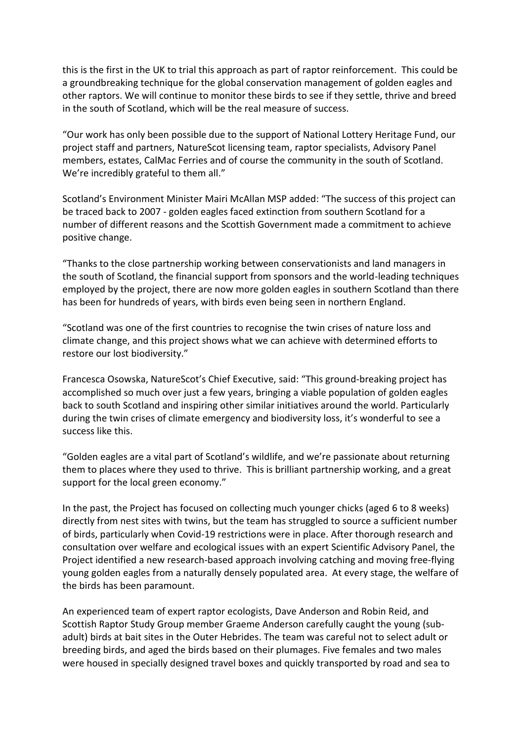this is the first in the UK to trial this approach as part of raptor reinforcement. This could be a groundbreaking technique for the global conservation management of golden eagles and other raptors. We will continue to monitor these birds to see if they settle, thrive and breed in the south of Scotland, which will be the real measure of success.

"Our work has only been possible due to the support of National Lottery Heritage Fund, our project staff and partners, NatureScot licensing team, raptor specialists, Advisory Panel members, estates, CalMac Ferries and of course the community in the south of Scotland. We're incredibly grateful to them all."

Scotland's Environment Minister Mairi McAllan MSP added: "The success of this project can be traced back to 2007 - golden eagles faced extinction from southern Scotland for a number of different reasons and the Scottish Government made a commitment to achieve positive change.

"Thanks to the close partnership working between conservationists and land managers in the south of Scotland, the financial support from sponsors and the world-leading techniques employed by the project, there are now more golden eagles in southern Scotland than there has been for hundreds of years, with birds even being seen in northern England.

"Scotland was one of the first countries to recognise the twin crises of nature loss and climate change, and this project shows what we can achieve with determined efforts to restore our lost biodiversity."

Francesca Osowska, NatureScot's Chief Executive, said: "This ground-breaking project has accomplished so much over just a few years, bringing a viable population of golden eagles back to south Scotland and inspiring other similar initiatives around the world. Particularly during the twin crises of climate emergency and biodiversity loss, it's wonderful to see a success like this.

"Golden eagles are a vital part of Scotland's wildlife, and we're passionate about returning them to places where they used to thrive. This is brilliant partnership working, and a great support for the local green economy."

In the past, the Project has focused on collecting much younger chicks (aged 6 to 8 weeks) directly from nest sites with twins, but the team has struggled to source a sufficient number of birds, particularly when Covid-19 restrictions were in place. After thorough research and consultation over welfare and ecological issues with an expert Scientific Advisory Panel, the Project identified a new research-based approach involving catching and moving free-flying young golden eagles from a naturally densely populated area. At every stage, the welfare of the birds has been paramount.

An experienced team of expert raptor ecologists, Dave Anderson and Robin Reid, and Scottish Raptor Study Group member Graeme Anderson carefully caught the young (sub-adult) birds at bait sites in the Outer Hebrides. The team was careful not to select adult or breeding birds, and aged the birds based on their plumages. Five females and two males were housed in specially designed travel boxes and quickly transported by road and sea to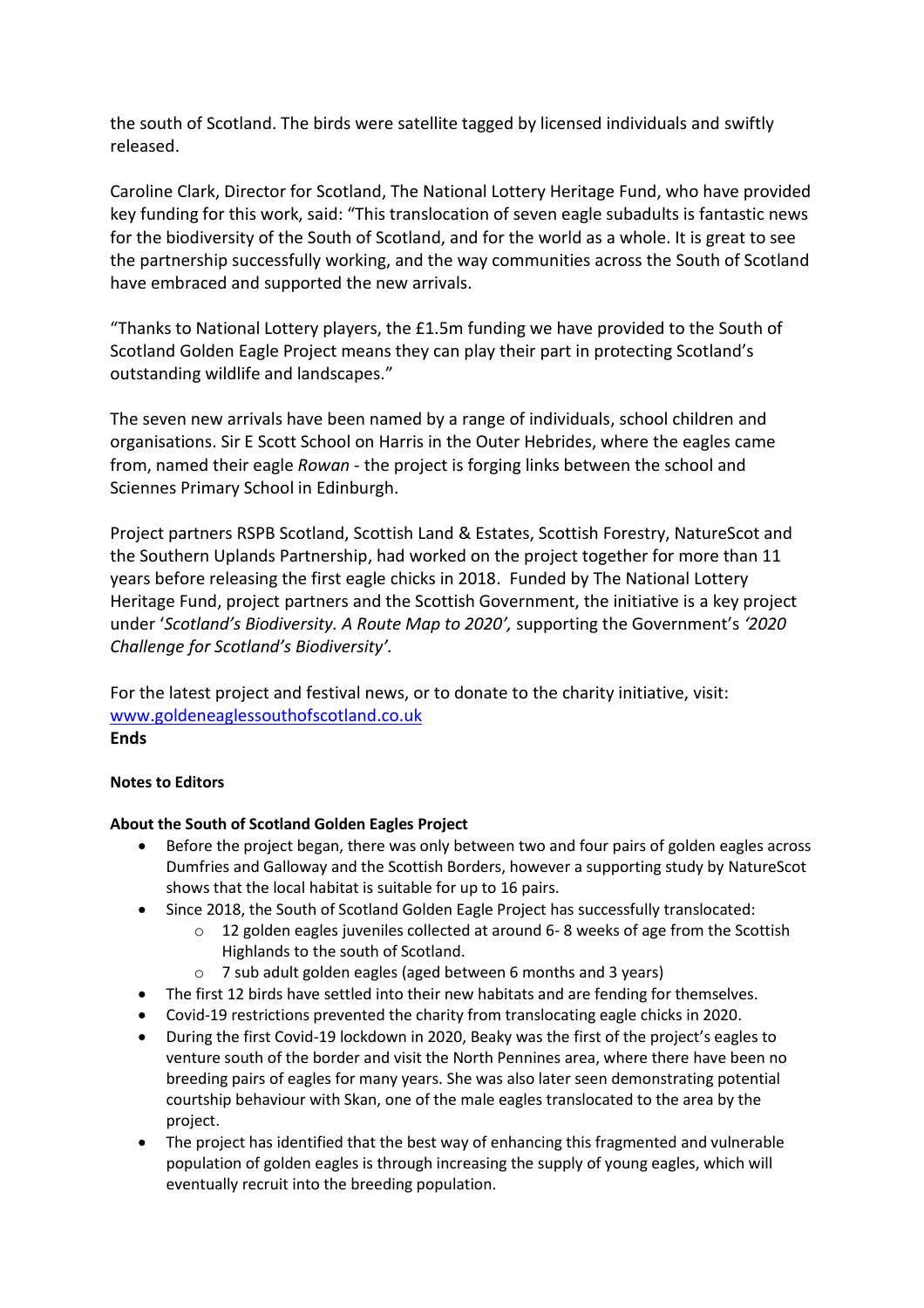the south of Scotland. The birds were satellite tagged by licensed individuals and swiftly released.

Caroline Clark, Director for Scotland, The National Lottery Heritage Fund, who have provided key funding for this work, said: "This translocation of seven eagle subadults is fantastic news for the biodiversity of the South of Scotland, and for the world as a whole. It is great to see the partnership successfully working, and the way communities across the South of Scotland have embraced and supported the new arrivals.

"Thanks to National Lottery players, the £1.5m funding we have provided to the South of Scotland Golden Eagle Project means they can play their part in protecting Scotland's outstanding wildlife and landscapes."

The seven new arrivals have been named by a range of individuals, school children and organisations. Sir E Scott School on Harris in the Outer Hebrides, where the eagles came from, named their eagle *Rowan* - the project is forging links between the school and Sciennes Primary School in Edinburgh.

Project partners RSPB Scotland, Scottish Land & Estates, Scottish Forestry, NatureScot and the Southern Uplands Partnership, had worked on the project together for more than 11 years before releasing the first eagle chicks in 2018. Funded by The National Lottery Heritage Fund, project partners and the Scottish Government, the initiative is a key project under '*Scotland's Biodiversity. A Route Map to 2020',* supporting the Government's *'2020 Challenge for Scotland's Biodiversity'.*

For the latest project and festival news, or to donate to the charity initiative, visit: [www.goldeneaglessouthofscotland.co.uk](www.goldeneaglessouthofscotland.co.uk)

**Ends**

**Notes to Editors**

**About the South of Scotland Golden Eagles Project**

- Before the project began, there was only between two and four pairs of golden eagles across Dumfries and Galloway and the Scottish Borders, however a supporting study by NatureScot shows that the local habitat is suitable for up to 16 pairs.
- Since 2018, the South of Scotland Golden Eagle Project has successfully translocated:
  - 12 golden eagles juveniles collected at around 6- 8 weeks of age from the Scottish Highlands to the south of Scotland.
  - 7 sub adult golden eagles (aged between 6 months and 3 years)
- The first 12 birds have settled into their new habitats and are fending for themselves.
- Covid-19 restrictions prevented the charity from translocating eagle chicks in 2020.
- During the first Covid-19 lockdown in 2020, Beaky was the first of the project's eagles to venture south of the border and visit the North Pennines area, where there have been no breeding pairs of eagles for many years. She was also later seen demonstrating potential courtship behaviour with Skan, one of the male eagles translocated to the area by the project.
- The project has identified that the best way of enhancing this fragmented and vulnerable population of golden eagles is through increasing the supply of young eagles, which will eventually recruit into the breeding population.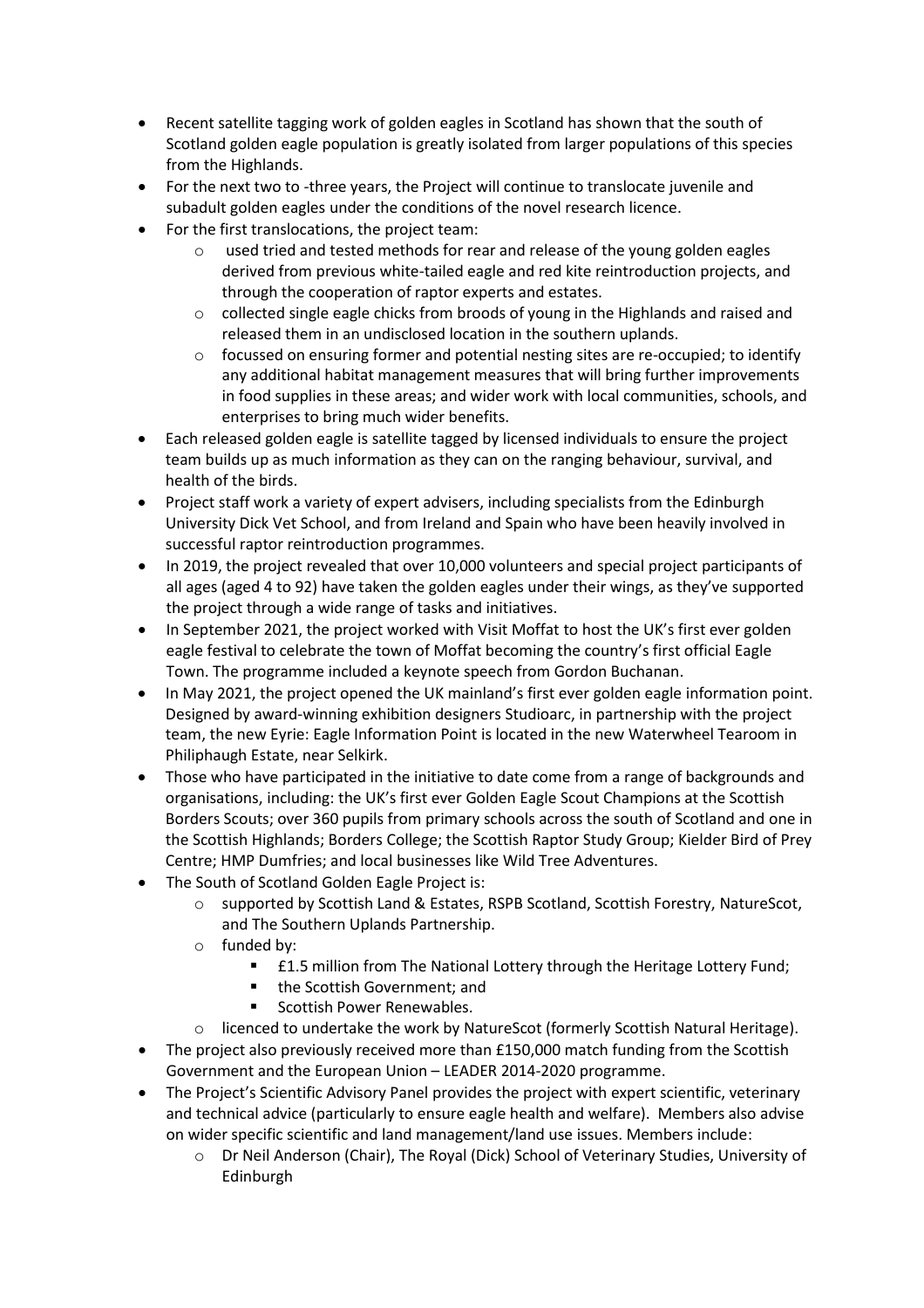- Recent satellite tagging work of golden eagles in Scotland has shown that the south of Scotland golden eagle population is greatly isolated from larger populations of this species from the Highlands.
- For the next two to -three years, the Project will continue to translocate juvenile and subadult golden eagles under the conditions of the novel research licence.
- For the first translocations, the project team:
    - used tried and tested methods for rear and release of the young golden eagles derived from previous white-tailed eagle and red kite reintroduction projects, and through the cooperation of raptor experts and estates.
    - collected single eagle chicks from broods of young in the Highlands and raised and released them in an undisclosed location in the southern uplands.
    - focussed on ensuring former and potential nesting sites are re-occupied; to identify any additional habitat management measures that will bring further improvements in food supplies in these areas; and wider work with local communities, schools, and enterprises to bring much wider benefits.
- Each released golden eagle is satellite tagged by licensed individuals to ensure the project team builds up as much information as they can on the ranging behaviour, survival, and health of the birds.
- Project staff work a variety of expert advisers, including specialists from the Edinburgh University Dick Vet School, and from Ireland and Spain who have been heavily involved in successful raptor reintroduction programmes.
- In 2019, the project revealed that over 10,000 volunteers and special project participants of all ages (aged 4 to 92) have taken the golden eagles under their wings, as they've supported the project through a wide range of tasks and initiatives.
- In September 2021, the project worked with Visit Moffat to host the UK's first ever golden eagle festival to celebrate the town of Moffat becoming the country's first official Eagle Town. The programme included a keynote speech from Gordon Buchanan.
- In May 2021, the project opened the UK mainland's first ever golden eagle information point. Designed by award-winning exhibition designers Studioarc, in partnership with the project team, the new Eyrie: Eagle Information Point is located in the new Waterwheel Tearoom in Philiphaugh Estate, near Selkirk.
- Those who have participated in the initiative to date come from a range of backgrounds and organisations, including: the UK's first ever Golden Eagle Scout Champions at the Scottish Borders Scouts; over 360 pupils from primary schools across the south of Scotland and one in the Scottish Highlands; Borders College; the Scottish Raptor Study Group; Kielder Bird of Prey Centre; HMP Dumfries; and local businesses like Wild Tree Adventures.
- The South of Scotland Golden Eagle Project is:
    - supported by Scottish Land & Estates, RSPB Scotland, Scottish Forestry, NatureScot, and The Southern Uplands Partnership.
    - funded by:
        - £1.5 million from The National Lottery through the Heritage Lottery Fund;
        - the Scottish Government; and
        - Scottish Power Renewables.
    - licenced to undertake the work by NatureScot (formerly Scottish Natural Heritage).
- The project also previously received more than £150,000 match funding from the Scottish Government and the European Union – LEADER 2014-2020 programme.
- The Project's Scientific Advisory Panel provides the project with expert scientific, veterinary and technical advice (particularly to ensure eagle health and welfare). Members also advise on wider specific scientific and land management/land use issues. Members include:
    - Dr Neil Anderson (Chair), The Royal (Dick) School of Veterinary Studies, University of Edinburgh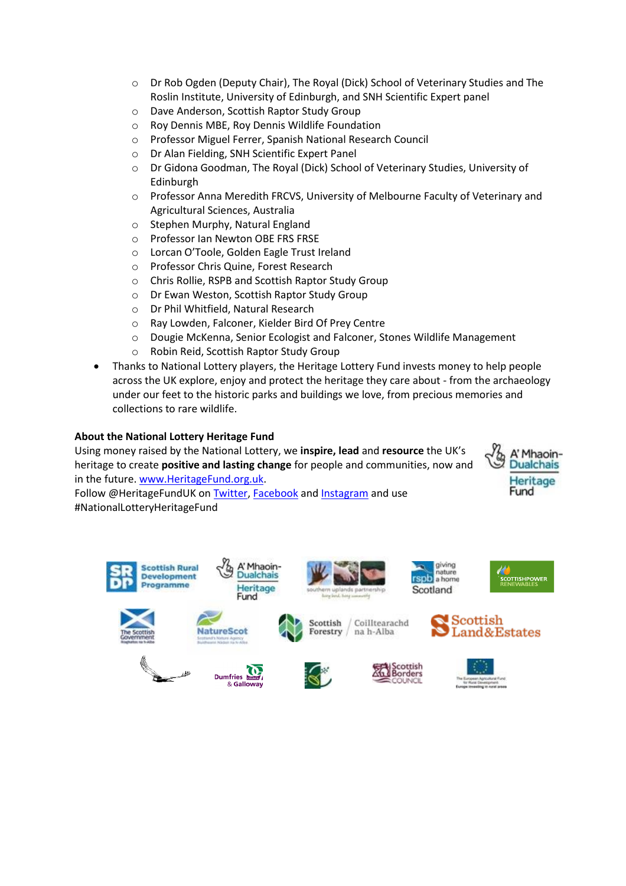- Dr Rob Ogden (Deputy Chair), The Royal (Dick) School of Veterinary Studies and The Roslin Institute, University of Edinburgh, and SNH Scientific Expert panel
    - Dave Anderson, Scottish Raptor Study Group
    - Roy Dennis MBE, Roy Dennis Wildlife Foundation
    - Professor Miguel Ferrer, Spanish National Research Council
    - Dr Alan Fielding, SNH Scientific Expert Panel
    - Dr Gidona Goodman, The Royal (Dick) School of Veterinary Studies, University of Edinburgh
    - Professor Anna Meredith FRCVS, University of Melbourne Faculty of Veterinary and Agricultural Sciences, Australia
    - Stephen Murphy, Natural England
    - Professor Ian Newton OBE FRS FRSE
    - Lorcan O'Toole, Golden Eagle Trust Ireland
    - Professor Chris Quine, Forest Research
    - Chris Rollie, RSPB and Scottish Raptor Study Group
    - Dr Ewan Weston, Scottish Raptor Study Group
    - Dr Phil Whitfield, Natural Research
    - Ray Lowden, Falconer, Kielder Bird Of Prey Centre
    - Dougie McKenna, Senior Ecologist and Falconer, Stones Wildlife Management
    - Robin Reid, Scottish Raptor Study Group
- Thanks to National Lottery players, the Heritage Lottery Fund invests money to help people across the UK explore, enjoy and protect the heritage they care about - from the archaeology under our feet to the historic parks and buildings we love, from precious memories and collections to rare wildlife.

**About the National Lottery Heritage Fund**

Using money raised by the National Lottery, we **inspire, lead** and **resource** the UK's heritage to create **positive and lasting change** for people and communities, now and in the future. www.HeritageFund.org.uk.

Follow @HeritageFundUK on Twitter, Facebook and Instagram and use #NationalLotteryHeritageFund